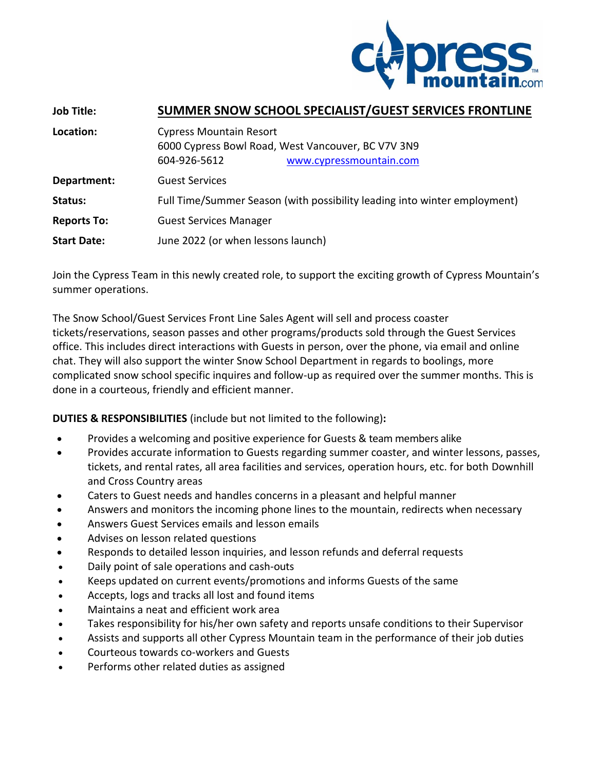| | |
|---|---|
| **Job Title:** | **SUMMER SNOW SCHOOL SPECIALIST/GUEST SERVICES FRONTLINE** |
| **Location:** | Cypress Mountain Resort<br>6000 Cypress Bowl Road, West Vancouver, BC V7V 3N9<br>604-926-5612 www.cypressmountain.com |
| **Department:** | Guest Services |
| **Status:** | Full Time/Summer Season (with possibility leading into winter employment) |
| **Reports To:** | Guest Services Manager |
| **Start Date:** | June 2022 (or when lessons launch) |

Join the Cypress Team in this newly created role, to support the exciting growth of Cypress Mountain's summer operations.

The Snow School/Guest Services Front Line Sales Agent will sell and process coaster tickets/reservations, season passes and other programs/products sold through the Guest Services office. This includes direct interactions with Guests in person, over the phone, via email and online chat. They will also support the winter Snow School Department in regards to boolings, more complicated snow school specific inquires and follow-up as required over the summer months. This is done in a courteous, friendly and efficient manner.

**DUTIES & RESPONSIBILITIES** (include but not limited to the following)**:**

- Provides a welcoming and positive experience for Guests & team members alike
- Provides accurate information to Guests regarding summer coaster, and winter lessons, passes, tickets, and rental rates, all area facilities and services, operation hours, etc. for both Downhill and Cross Country areas
- Caters to Guest needs and handles concerns in a pleasant and helpful manner
- Answers and monitors the incoming phone lines to the mountain, redirects when necessary
- Answers Guest Services emails and lesson emails
- Advises on lesson related questions
- Responds to detailed lesson inquiries, and lesson refunds and deferral requests
- Daily point of sale operations and cash-outs
- Keeps updated on current events/promotions and informs Guests of the same
- Accepts, logs and tracks all lost and found items
- Maintains a neat and efficient work area
- Takes responsibility for his/her own safety and reports unsafe conditions to their Supervisor
- Assists and supports all other Cypress Mountain team in the performance of their job duties
- Courteous towards co-workers and Guests
- Performs other related duties as assigned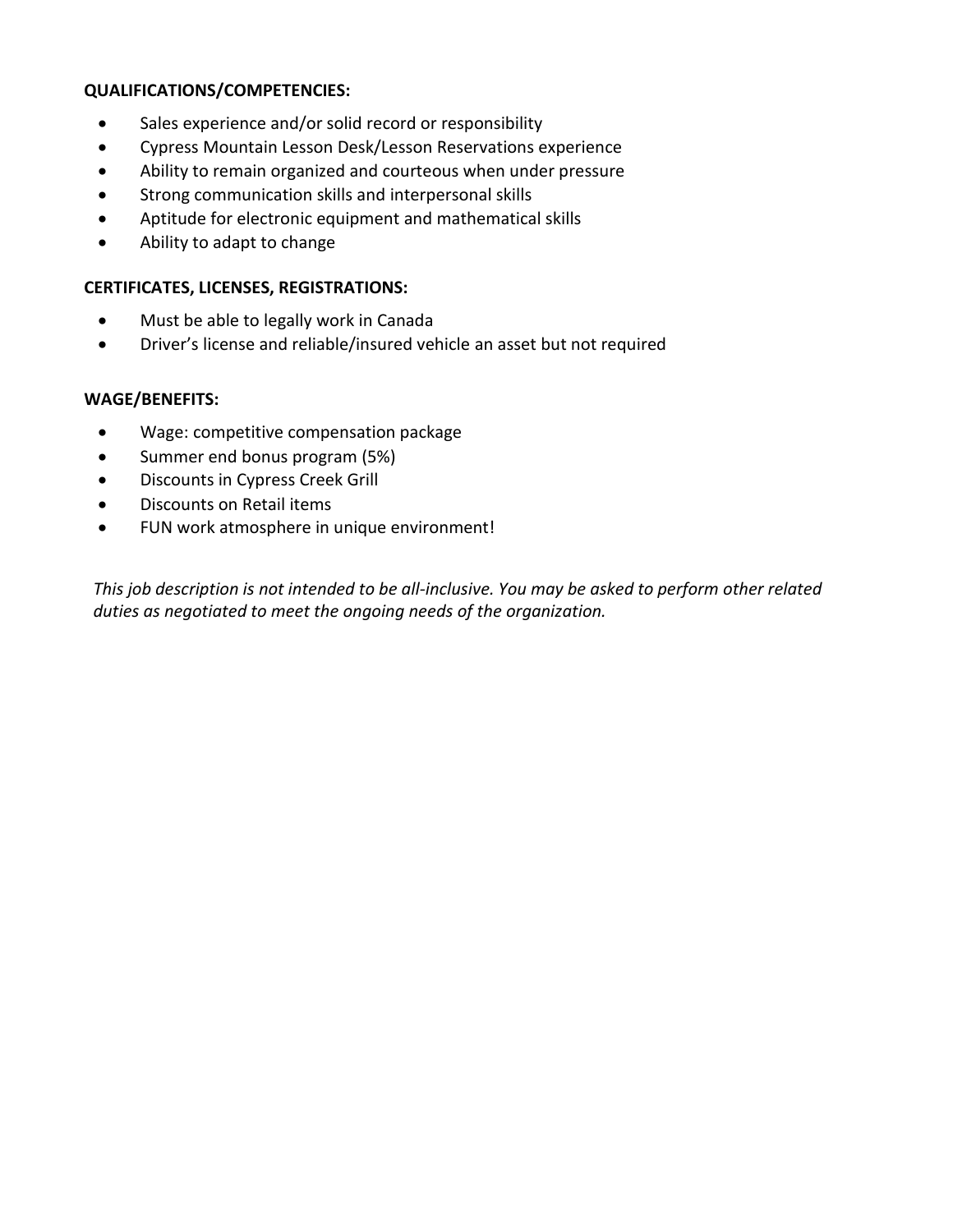**QUALIFICATIONS/COMPETENCIES:**

- Sales experience and/or solid record or responsibility
- Cypress Mountain Lesson Desk/Lesson Reservations experience
- Ability to remain organized and courteous when under pressure
- Strong communication skills and interpersonal skills
- Aptitude for electronic equipment and mathematical skills
- Ability to adapt to change

**CERTIFICATES, LICENSES, REGISTRATIONS:**

- Must be able to legally work in Canada
- Driver's license and reliable/insured vehicle an asset but not required

**WAGE/BENEFITS:**

- Wage: competitive compensation package
- Summer end bonus program (5%)
- Discounts in Cypress Creek Grill
- Discounts on Retail items
- FUN work atmosphere in unique environment!

*This job description is not intended to be all-inclusive. You may be asked to perform other related duties as negotiated to meet the ongoing needs of the organization.*